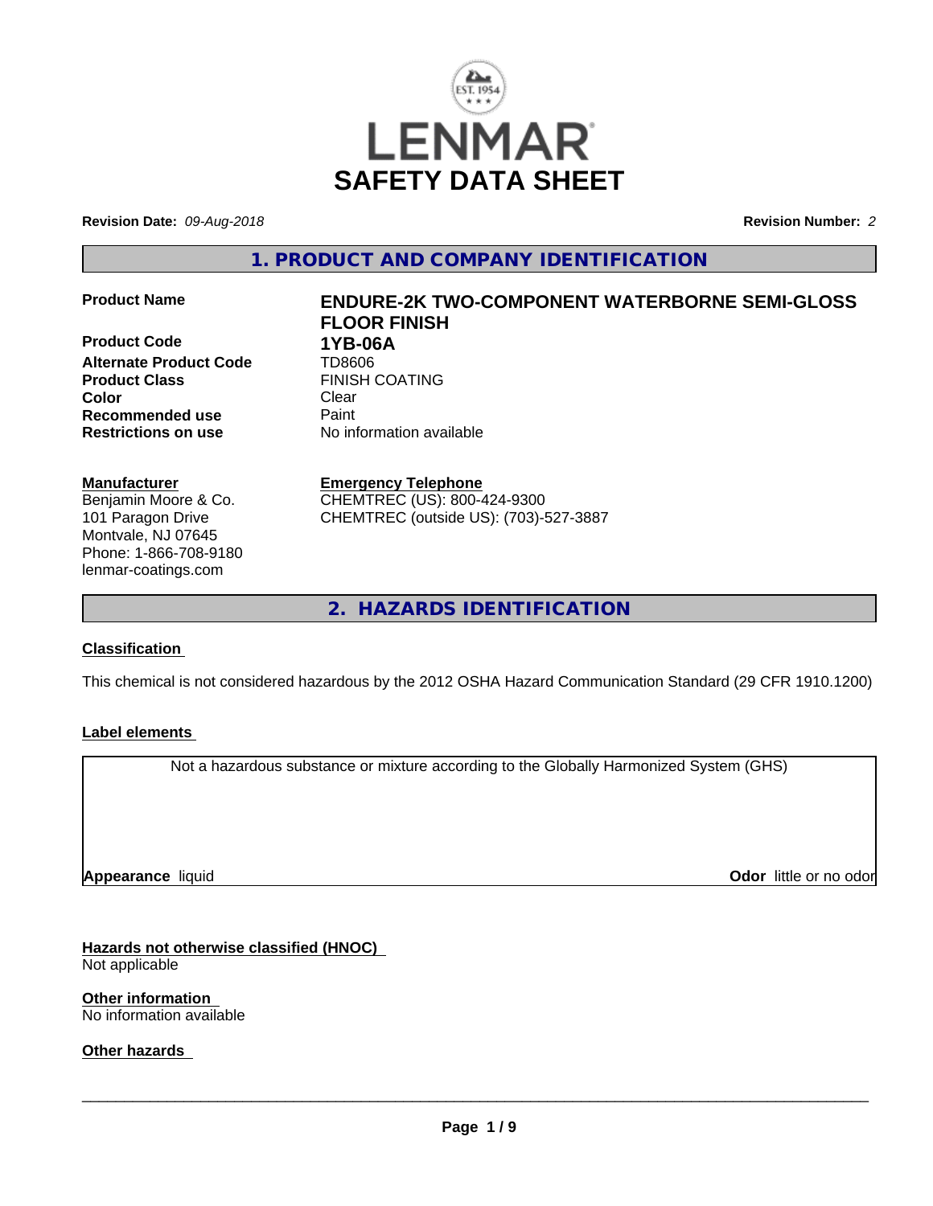# LENMAR SAFETY DATA SHEET

**Revision Date:** *09-Aug-2018* **Revision Number:** *2*

## 1. PRODUCT AND COMPANY IDENTIFICATION

| | |
|---|---|
| **Product Name** | **ENDURE-2K TWO-COMPONENT WATERBORNE SEMI-GLOSS FLOOR FINISH** |
| **Product Code** | **1YB-06A** |
| **Alternate Product Code** | TD8606 |
| **Product Class** | FINISH COATING |
| **Color** | Clear |
| **Recommended use** | Paint |
| **Restrictions on use** | No information available |

**Manufacturer**
Benjamin Moore & Co.
101 Paragon Drive
Montvale, NJ 07645
Phone: 1-866-708-9180
lenmar-coatings.com

**Emergency Telephone**
CHEMTREC (US): 800-424-9300
CHEMTREC (outside US): (703)-527-3887

## 2. HAZARDS IDENTIFICATION

**Classification**

This chemical is not considered hazardous by the 2012 OSHA Hazard Communication Standard (29 CFR 1910.1200)

**Label elements**

Not a hazardous substance or mixture according to the Globally Harmonized System (GHS)

**Appearance** liquid **Odor** little or no odor

**Hazards not otherwise classified (HNOC)**
Not applicable

**Other information**
No information available

**Other hazards**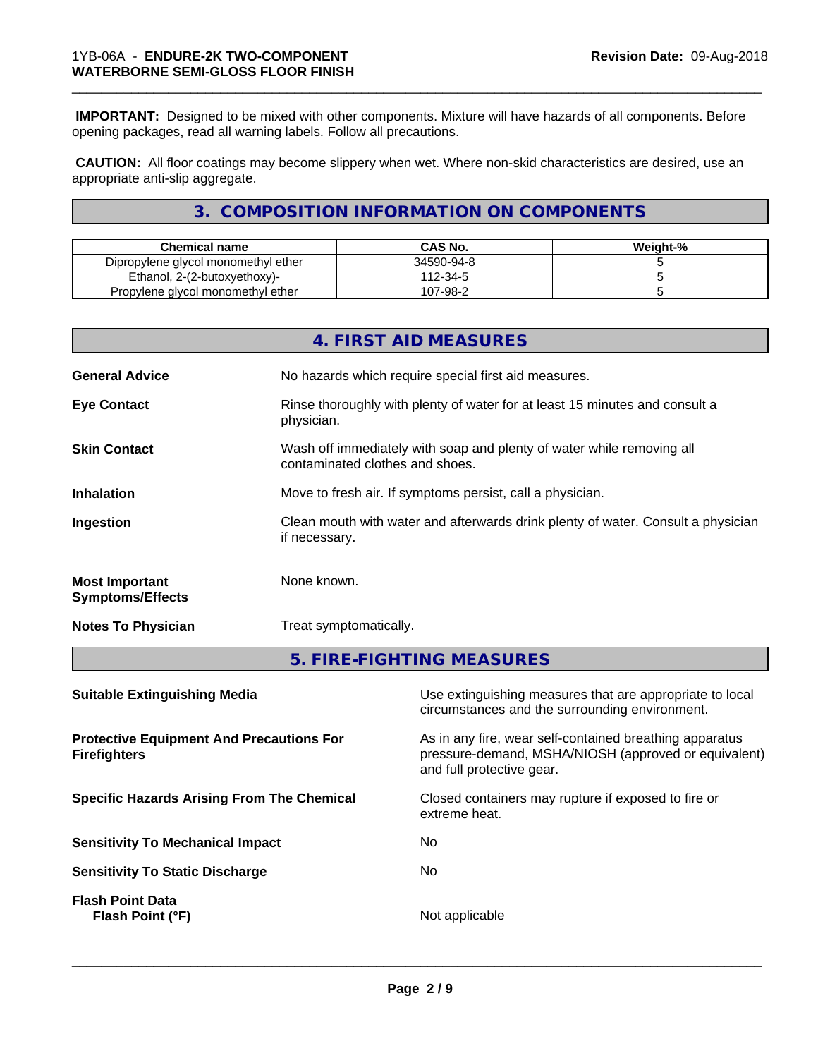**IMPORTANT:** Designed to be mixed with other components. Mixture will have hazards of all components. Before opening packages, read all warning labels. Follow all precautions.

**CAUTION:** All floor coatings may become slippery when wet. Where non-skid characteristics are desired, use an appropriate anti-slip aggregate.

## 3. COMPOSITION INFORMATION ON COMPONENTS

| Chemical name | CAS No. | Weight-% |
|---|---|---|
| Dipropylene glycol monomethyl ether | 34590-94-8 | 5 |
| Ethanol, 2-(2-butoxyethoxy)- | 112-34-5 | 5 |
| Propylene glycol monomethyl ether | 107-98-2 | 5 |

## 4. FIRST AID MEASURES

**General Advice**
No hazards which require special first aid measures.

**Eye Contact**
Rinse thoroughly with plenty of water for at least 15 minutes and consult a physician.

**Skin Contact**
Wash off immediately with soap and plenty of water while removing all contaminated clothes and shoes.

**Inhalation**
Move to fresh air. If symptoms persist, call a physician.

**Ingestion**
Clean mouth with water and afterwards drink plenty of water. Consult a physician if necessary.

**Most Important Symptoms/Effects**
None known.

**Notes To Physician**
Treat symptomatically.

## 5. FIRE-FIGHTING MEASURES

**Suitable Extinguishing Media**
Use extinguishing measures that are appropriate to local circumstances and the surrounding environment.

**Protective Equipment And Precautions For Firefighters**
As in any fire, wear self-contained breathing apparatus pressure-demand, MSHA/NIOSH (approved or equivalent) and full protective gear.

**Specific Hazards Arising From The Chemical**
Closed containers may rupture if exposed to fire or extreme heat.

**Sensitivity To Mechanical Impact**
No

**Sensitivity To Static Discharge**
No

**Flash Point Data**
**Flash Point (°F)**
Not applicable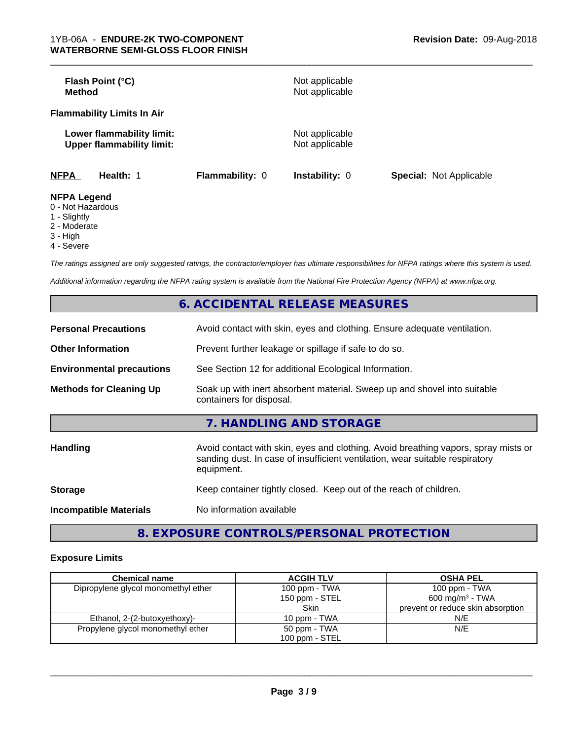| | |
|---|---|
| **Flash Point (°C)** | Not applicable |
| **Method** | Not applicable |

**Flammability Limits In Air**

| | |
|---|---|
| **Lower flammability limit:** | Not applicable |
| **Upper flammability limit:** | Not applicable |

| NFPA | Health: 1 | Flammability: 0 | Instability: 0 | Special: Not Applicable |
|---|---|---|---|---|

**NFPA Legend**

0 - Not Hazardous
1 - Slightly
2 - Moderate
3 - High
4 - Severe

*The ratings assigned are only suggested ratings, the contractor/employer has ultimate responsibilities for NFPA ratings where this system is used.*

*Additional information regarding the NFPA rating system is available from the National Fire Protection Agency (NFPA) at www.nfpa.org.*

## 6. ACCIDENTAL RELEASE MEASURES

| | |
|---|---|
| **Personal Precautions** | Avoid contact with skin, eyes and clothing. Ensure adequate ventilation. |
| **Other Information** | Prevent further leakage or spillage if safe to do so. |
| **Environmental precautions** | See Section 12 for additional Ecological Information. |
| **Methods for Cleaning Up** | Soak up with inert absorbent material. Sweep up and shovel into suitable containers for disposal. |

## 7. HANDLING AND STORAGE

| | |
|---|---|
| **Handling** | Avoid contact with skin, eyes and clothing. Avoid breathing vapors, spray mists or sanding dust. In case of insufficient ventilation, wear suitable respiratory equipment. |
| **Storage** | Keep container tightly closed. Keep out of the reach of children. |
| **Incompatible Materials** | No information available |

## 8. EXPOSURE CONTROLS/PERSONAL PROTECTION

### Exposure Limits

| Chemical name | ACGIH TLV | OSHA PEL |
|---|---|---|
| Dipropylene glycol monomethyl ether | 100 ppm - TWA<br>150 ppm - STEL<br>Skin | 100 ppm - TWA<br>600 mg/m³ - TWA<br>prevent or reduce skin absorption |
| Ethanol, 2-(2-butoxyethoxy)- | 10 ppm - TWA | N/E |
| Propylene glycol monomethyl ether | 50 ppm - TWA<br>100 ppm - STEL | N/E |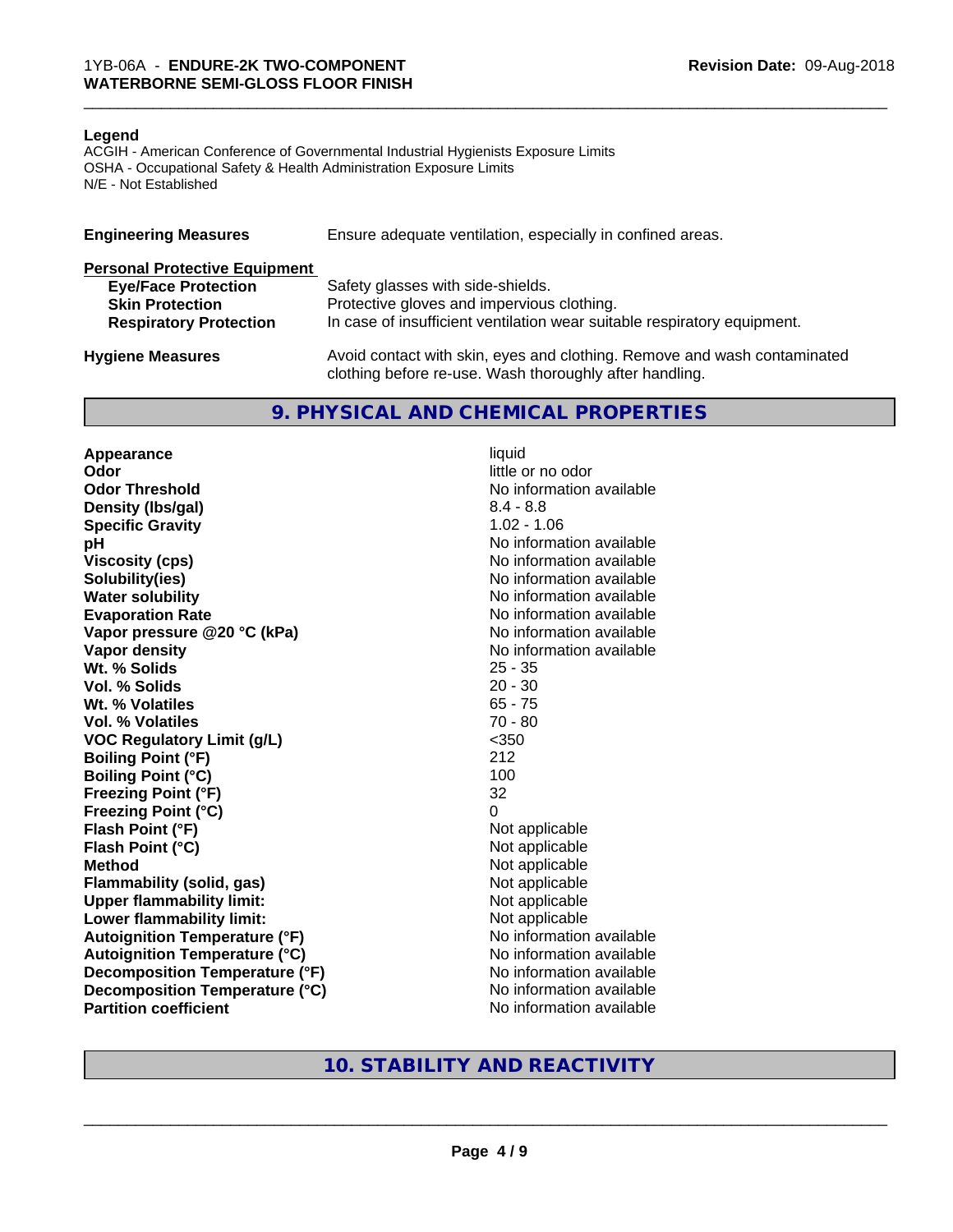**Legend**

ACGIH - American Conference of Governmental Industrial Hygienists Exposure Limits
OSHA - Occupational Safety & Health Administration Exposure Limits
N/E - Not Established

**Engineering Measures** Ensure adequate ventilation, especially in confined areas.

**Personal Protective Equipment**

| | |
|---|---|
| **Eye/Face Protection** | Safety glasses with side-shields. |
| **Skin Protection** | Protective gloves and impervious clothing. |
| **Respiratory Protection** | In case of insufficient ventilation wear suitable respiratory equipment. |

**Hygiene Measures** Avoid contact with skin, eyes and clothing. Remove and wash contaminated clothing before re-use. Wash thoroughly after handling.

## 9. PHYSICAL AND CHEMICAL PROPERTIES

| | |
|---|---|
| **Appearance** | liquid |
| **Odor** | little or no odor |
| **Odor Threshold** | No information available |
| **Density (lbs/gal)** | 8.4 - 8.8 |
| **Specific Gravity** | 1.02 - 1.06 |
| **pH** | No information available |
| **Viscosity (cps)** | No information available |
| **Solubility(ies)** | No information available |
| **Water solubility** | No information available |
| **Evaporation Rate** | No information available |
| **Vapor pressure @20 °C (kPa)** | No information available |
| **Vapor density** | No information available |
| **Wt. % Solids** | 25 - 35 |
| **Vol. % Solids** | 20 - 30 |
| **Wt. % Volatiles** | 65 - 75 |
| **Vol. % Volatiles** | 70 - 80 |
| **VOC Regulatory Limit (g/L)** | <350 |
| **Boiling Point (°F)** | 212 |
| **Boiling Point (°C)** | 100 |
| **Freezing Point (°F)** | 32 |
| **Freezing Point (°C)** | 0 |
| **Flash Point (°F)** | Not applicable |
| **Flash Point (°C)** | Not applicable |
| **Method** | Not applicable |
| **Flammability (solid, gas)** | Not applicable |
| **Upper flammability limit:** | Not applicable |
| **Lower flammability limit:** | Not applicable |
| **Autoignition Temperature (°F)** | No information available |
| **Autoignition Temperature (°C)** | No information available |
| **Decomposition Temperature (°F)** | No information available |
| **Decomposition Temperature (°C)** | No information available |
| **Partition coefficient** | No information available |

## 10. STABILITY AND REACTIVITY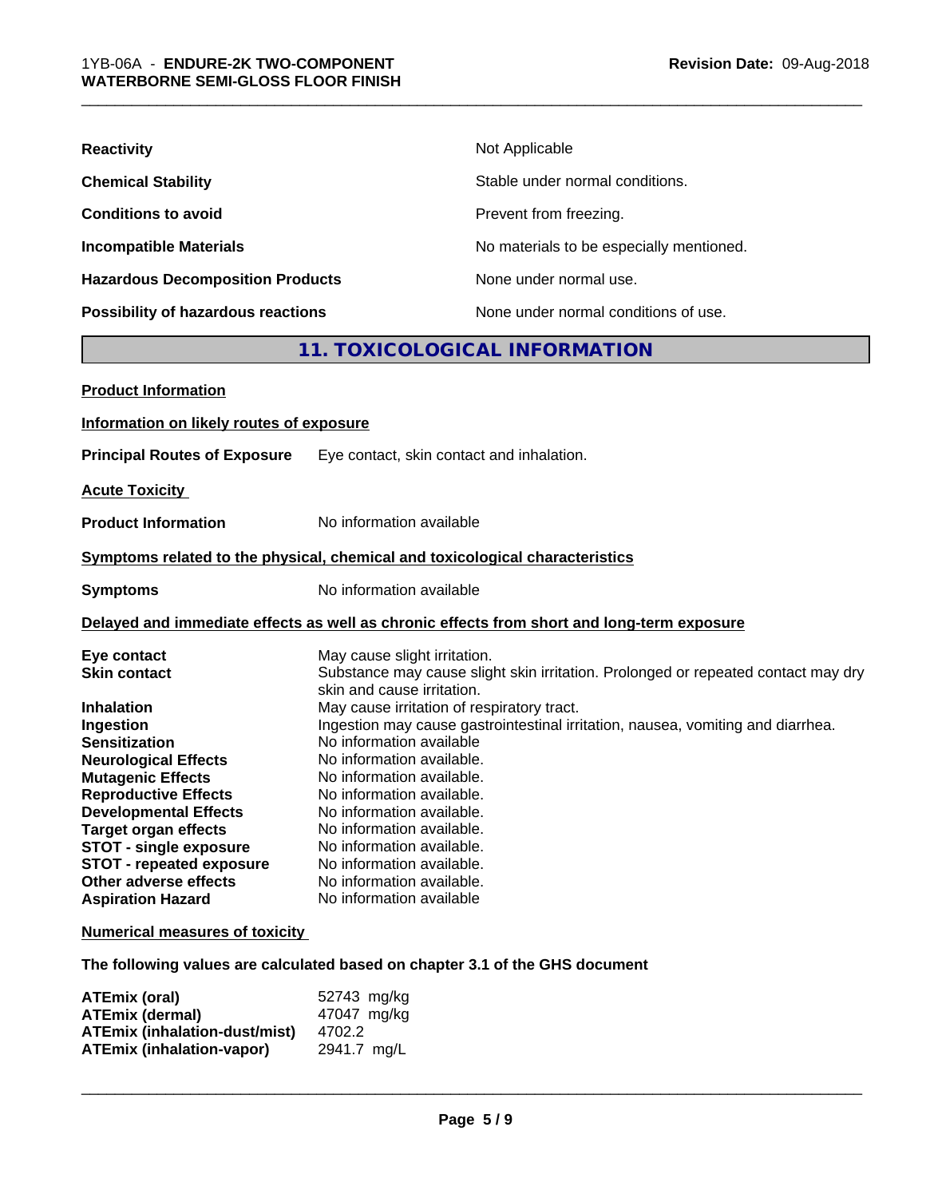| | |
|---|---|
| **Reactivity** | Not Applicable |
| **Chemical Stability** | Stable under normal conditions. |
| **Conditions to avoid** | Prevent from freezing. |
| **Incompatible Materials** | No materials to be especially mentioned. |
| **Hazardous Decomposition Products** | None under normal use. |
| **Possibility of hazardous reactions** | None under normal conditions of use. |

## 11. TOXICOLOGICAL INFORMATION

**Product Information**

**Information on likely routes of exposure**

**Principal Routes of Exposure** Eye contact, skin contact and inhalation.

**Acute Toxicity**

**Product Information** No information available

**Symptoms related to the physical, chemical and toxicological characteristics**

**Symptoms** No information available

**Delayed and immediate effects as well as chronic effects from short and long-term exposure**

| | |
|---|---|
| **Eye contact** | May cause slight irritation. |
| **Skin contact** | Substance may cause slight skin irritation. Prolonged or repeated contact may dry skin and cause irritation. |
| **Inhalation** | May cause irritation of respiratory tract. |
| **Ingestion** | Ingestion may cause gastrointestinal irritation, nausea, vomiting and diarrhea. |
| **Sensitization** | No information available |
| **Neurological Effects** | No information available. |
| **Mutagenic Effects** | No information available. |
| **Reproductive Effects** | No information available. |
| **Developmental Effects** | No information available. |
| **Target organ effects** | No information available. |
| **STOT - single exposure** | No information available. |
| **STOT - repeated exposure** | No information available. |
| **Other adverse effects** | No information available. |
| **Aspiration Hazard** | No information available |

**Numerical measures of toxicity**

**The following values are calculated based on chapter 3.1 of the GHS document**

| | |
|---|---|
| **ATEmix (oral)** | 52743 mg/kg |
| **ATEmix (dermal)** | 47047 mg/kg |
| **ATEmix (inhalation-dust/mist)** | 4702.2 |
| **ATEmix (inhalation-vapor)** | 2941.7 mg/L |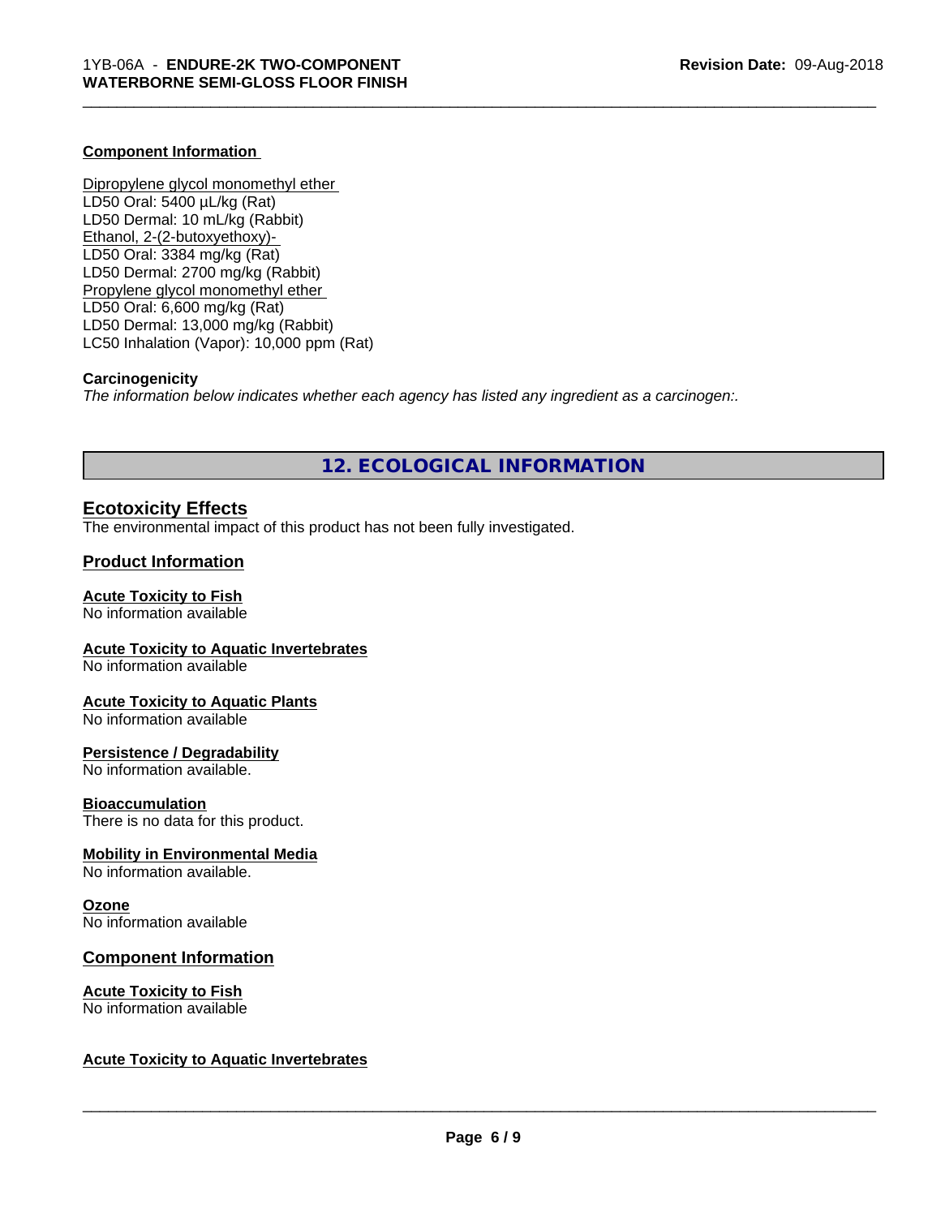#### Component Information

Dipropylene glycol monomethyl ether
LD50 Oral: 5400 µL/kg (Rat)
LD50 Dermal: 10 mL/kg (Rabbit)
Ethanol, 2-(2-butoxyethoxy)-
LD50 Oral: 3384 mg/kg (Rat)
LD50 Dermal: 2700 mg/kg (Rabbit)
Propylene glycol monomethyl ether
LD50 Oral: 6,600 mg/kg (Rat)
LD50 Dermal: 13,000 mg/kg (Rabbit)
LC50 Inhalation (Vapor): 10,000 ppm (Rat)

#### Carcinogenicity

*The information below indicates whether each agency has listed any ingredient as a carcinogen:.*

## 12. ECOLOGICAL INFORMATION

### Ecotoxicity Effects

The environmental impact of this product has not been fully investigated.

### Product Information

#### Acute Toxicity to Fish

No information available

#### Acute Toxicity to Aquatic Invertebrates

No information available

#### Acute Toxicity to Aquatic Plants

No information available

#### Persistence / Degradability

No information available.

#### Bioaccumulation

There is no data for this product.

#### Mobility in Environmental Media

No information available.

#### Ozone

No information available

### Component Information

#### Acute Toxicity to Fish

No information available

#### Acute Toxicity to Aquatic Invertebrates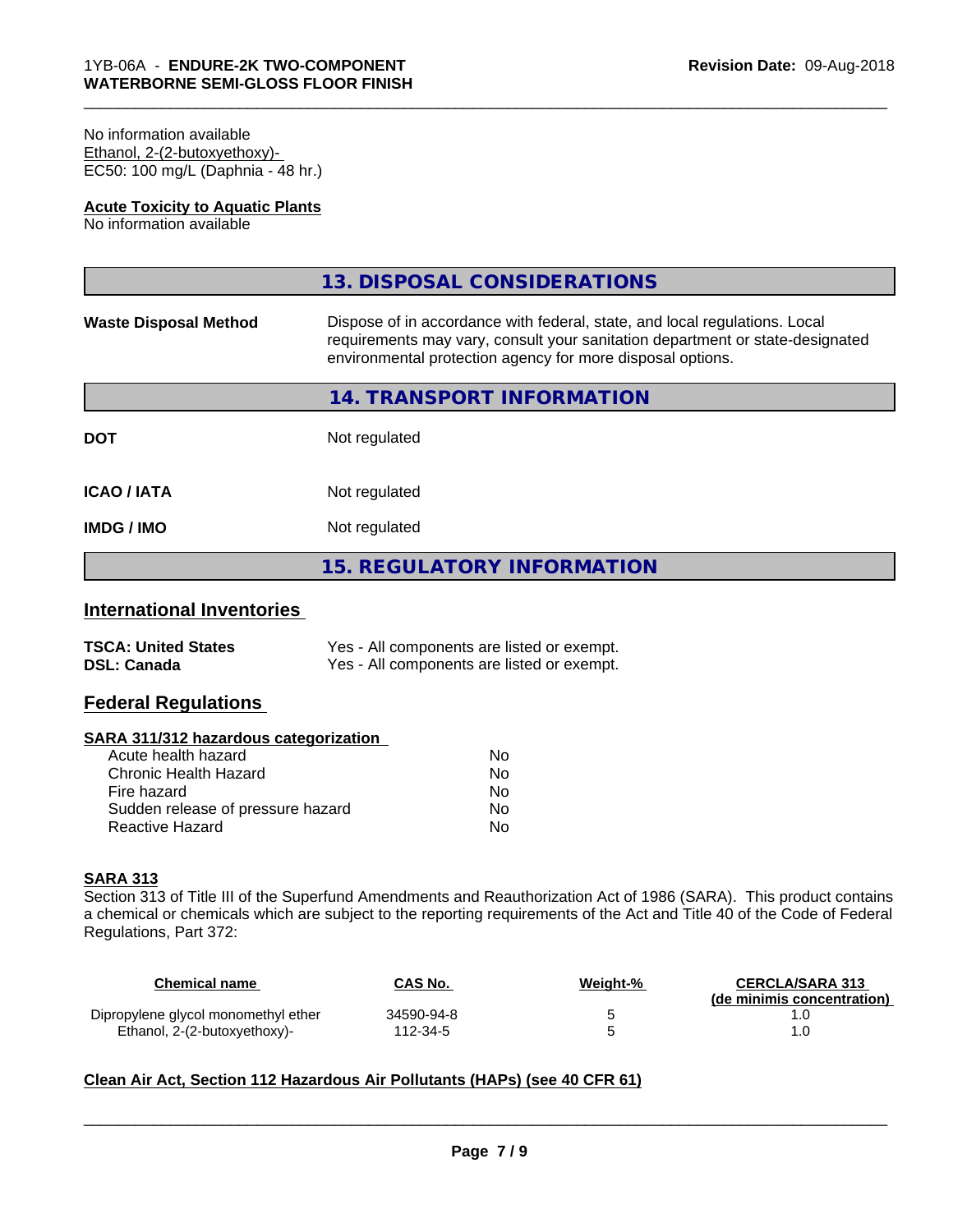No information available
Ethanol, 2-(2-butoxyethoxy)-
EC50: 100 mg/L (Daphnia - 48 hr.)

**Acute Toxicity to Aquatic Plants**
No information available

## 13. DISPOSAL CONSIDERATIONS

**Waste Disposal Method** Dispose of in accordance with federal, state, and local regulations. Local requirements may vary, consult your sanitation department or state-designated environmental protection agency for more disposal options.

## 14. TRANSPORT INFORMATION

| | |
|---|---|
| **DOT** | Not regulated |
| **ICAO / IATA** | Not regulated |
| **IMDG / IMO** | Not regulated |

## 15. REGULATORY INFORMATION

### International Inventories

| | |
|---|---|
| **TSCA: United States** | Yes - All components are listed or exempt. |
| **DSL: Canada** | Yes - All components are listed or exempt. |

### Federal Regulations

**SARA 311/312 hazardous categorization**

| | |
|---|---|
| Acute health hazard | No |
| Chronic Health Hazard | No |
| Fire hazard | No |
| Sudden release of pressure hazard | No |
| Reactive Hazard | No |

**SARA 313**
Section 313 of Title III of the Superfund Amendments and Reauthorization Act of 1986 (SARA). This product contains a chemical or chemicals which are subject to the reporting requirements of the Act and Title 40 of the Code of Federal Regulations, Part 372:

| Chemical name | CAS No. | Weight-% | CERCLA/SARA 313 (de minimis concentration) |
|---|---|---|---|
| Dipropylene glycol monomethyl ether | 34590-94-8 | 5 | 1.0 |
| Ethanol, 2-(2-butoxyethoxy)- | 112-34-5 | 5 | 1.0 |

**Clean Air Act, Section 112 Hazardous Air Pollutants (HAPs) (see 40 CFR 61)**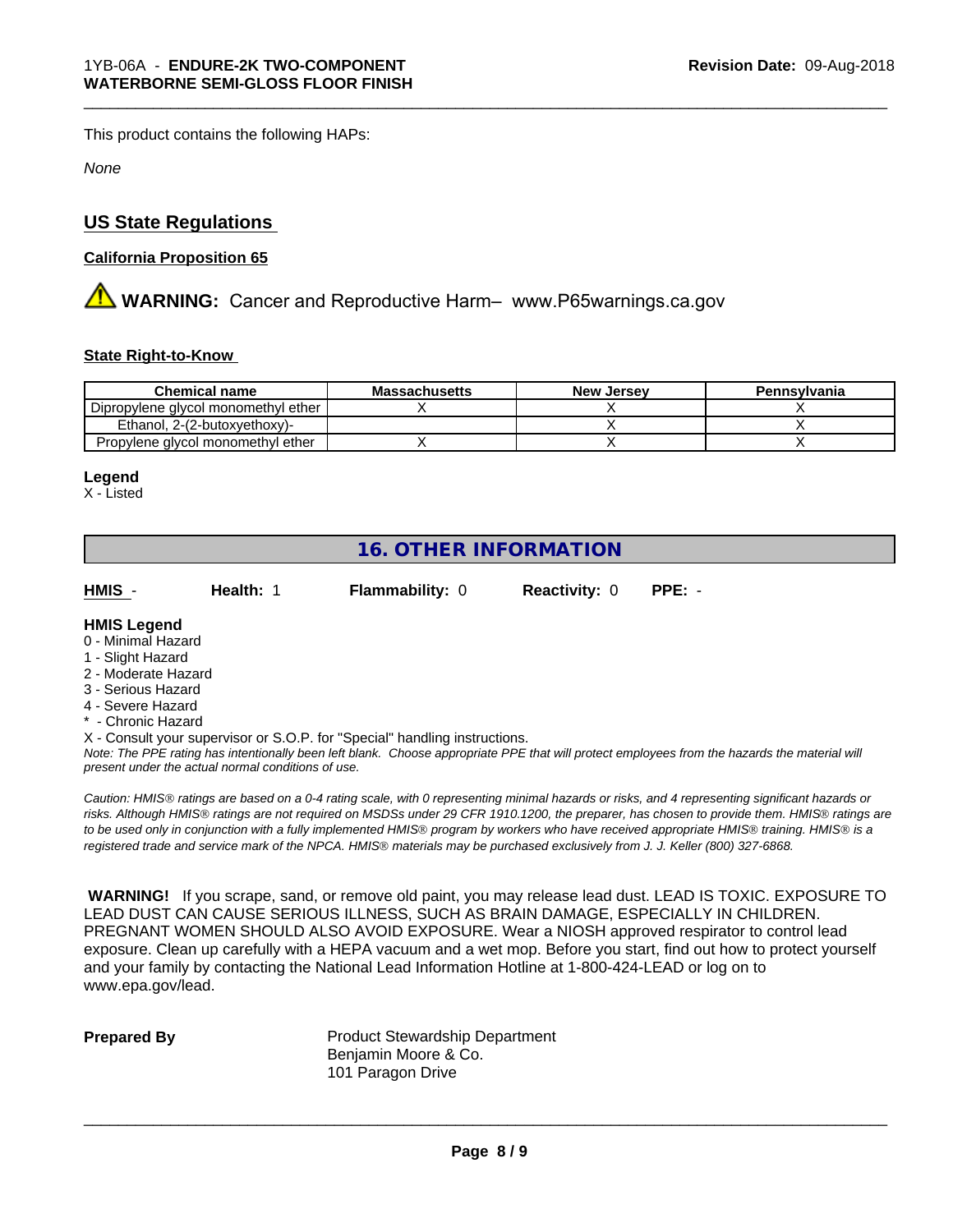This product contains the following HAPs:

*None*

## US State Regulations

### California Proposition 65

⚠ **WARNING:** Cancer and Reproductive Harm– www.P65warnings.ca.gov

### State Right-to-Know

| Chemical name | Massachusetts | New Jersey | Pennsylvania |
|---|---|---|---|
| Dipropylene glycol monomethyl ether | X | X | X |
| Ethanol, 2-(2-butoxyethoxy)- | | X | X |
| Propylene glycol monomethyl ether | X | X | X |

**Legend**
X - Listed

## 16. OTHER INFORMATION

**HMIS** - **Health:** 1 **Flammability:** 0 **Reactivity:** 0 **PPE:** -

**HMIS Legend**
0 - Minimal Hazard
1 - Slight Hazard
2 - Moderate Hazard
3 - Serious Hazard
4 - Severe Hazard
* - Chronic Hazard
X - Consult your supervisor or S.O.P. for "Special" handling instructions.

*Note: The PPE rating has intentionally been left blank. Choose appropriate PPE that will protect employees from the hazards the material will present under the actual normal conditions of use.*

*Caution: HMIS® ratings are based on a 0-4 rating scale, with 0 representing minimal hazards or risks, and 4 representing significant hazards or risks. Although HMIS® ratings are not required on MSDSs under 29 CFR 1910.1200, the preparer, has chosen to provide them. HMIS® ratings are to be used only in conjunction with a fully implemented HMIS® program by workers who have received appropriate HMIS® training. HMIS® is a registered trade and service mark of the NPCA. HMIS® materials may be purchased exclusively from J. J. Keller (800) 327-6868.*

**WARNING!** If you scrape, sand, or remove old paint, you may release lead dust. LEAD IS TOXIC. EXPOSURE TO LEAD DUST CAN CAUSE SERIOUS ILLNESS, SUCH AS BRAIN DAMAGE, ESPECIALLY IN CHILDREN. PREGNANT WOMEN SHOULD ALSO AVOID EXPOSURE. Wear a NIOSH approved respirator to control lead exposure. Clean up carefully with a HEPA vacuum and a wet mop. Before you start, find out how to protect yourself and your family by contacting the National Lead Information Hotline at 1-800-424-LEAD or log on to www.epa.gov/lead.

**Prepared By** Product Stewardship Department
Benjamin Moore & Co.
101 Paragon Drive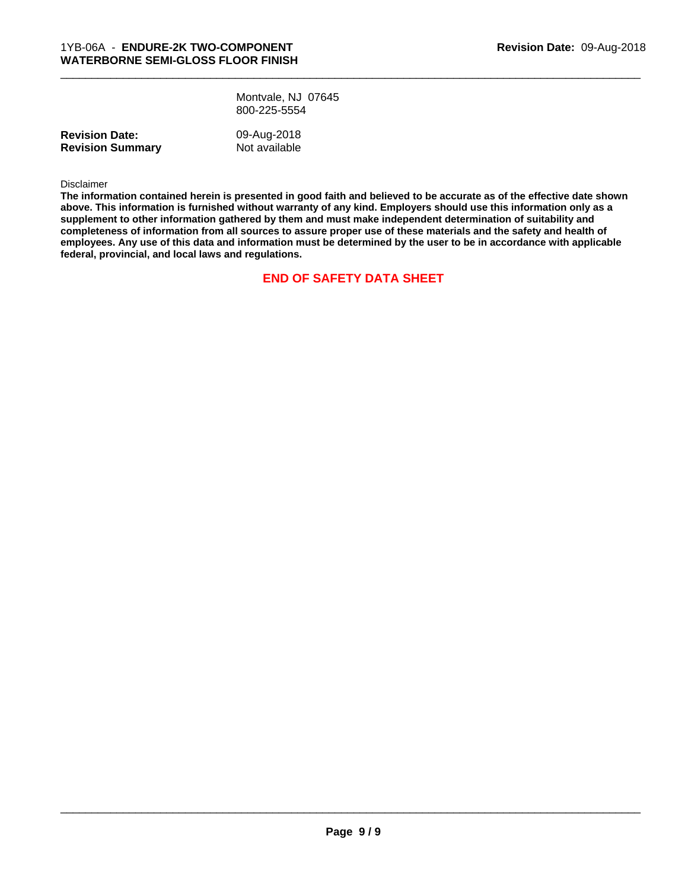Montvale, NJ 07645
800-225-5554

| | |
|---|---|
| **Revision Date:** | 09-Aug-2018 |
| **Revision Summary** | Not available |

Disclaimer

**The information contained herein is presented in good faith and believed to be accurate as of the effective date shown above. This information is furnished without warranty of any kind. Employers should use this information only as a supplement to other information gathered by them and must make independent determination of suitability and completeness of information from all sources to assure proper use of these materials and the safety and health of employees. Any use of this data and information must be determined by the user to be in accordance with applicable federal, provincial, and local laws and regulations.**

**END OF SAFETY DATA SHEET**